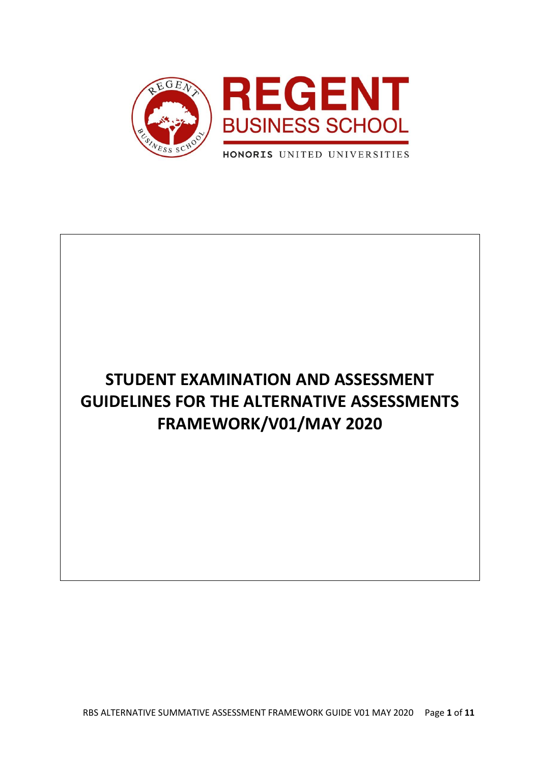REGENT

BUSINESS SCHOOL

HONORIS UNITED UNIVERSITIES

# STUDENT EXAMINATION AND ASSESSMENT GUIDELINES FOR THE ALTERNATIVE ASSESSMENTS FRAMEWORK/V01/MAY 2020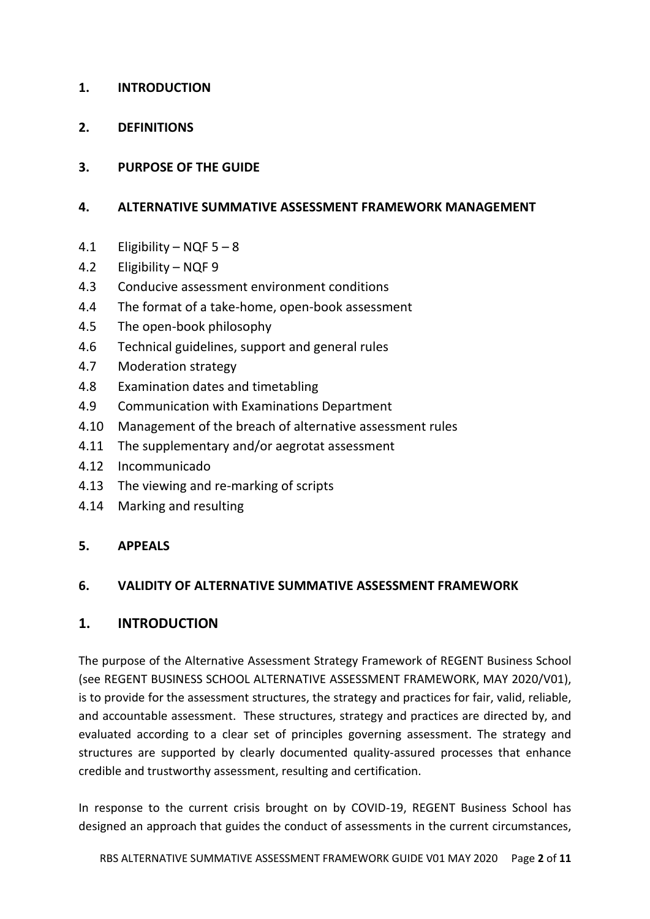**1. INTRODUCTION**

**2. DEFINITIONS**

**3. PURPOSE OF THE GUIDE**

**4. ALTERNATIVE SUMMATIVE ASSESSMENT FRAMEWORK MANAGEMENT**

- 4.1 Eligibility – NQF 5 – 8
- 4.2 Eligibility – NQF 9
- 4.3 Conducive assessment environment conditions
- 4.4 The format of a take-home, open-book assessment
- 4.5 The open-book philosophy
- 4.6 Technical guidelines, support and general rules
- 4.7 Moderation strategy
- 4.8 Examination dates and timetabling
- 4.9 Communication with Examinations Department
- 4.10 Management of the breach of alternative assessment rules
- 4.11 The supplementary and/or aegrotat assessment
- 4.12 Incommunicado
- 4.13 The viewing and re-marking of scripts
- 4.14 Marking and resulting

**5. APPEALS**

**6. VALIDITY OF ALTERNATIVE SUMMATIVE ASSESSMENT FRAMEWORK**

## 1. INTRODUCTION

The purpose of the Alternative Assessment Strategy Framework of REGENT Business School (see REGENT BUSINESS SCHOOL ALTERNATIVE ASSESSMENT FRAMEWORK, MAY 2020/V01), is to provide for the assessment structures, the strategy and practices for fair, valid, reliable, and accountable assessment. These structures, strategy and practices are directed by, and evaluated according to a clear set of principles governing assessment. The strategy and structures are supported by clearly documented quality-assured processes that enhance credible and trustworthy assessment, resulting and certification.

In response to the current crisis brought on by COVID-19, REGENT Business School has designed an approach that guides the conduct of assessments in the current circumstances,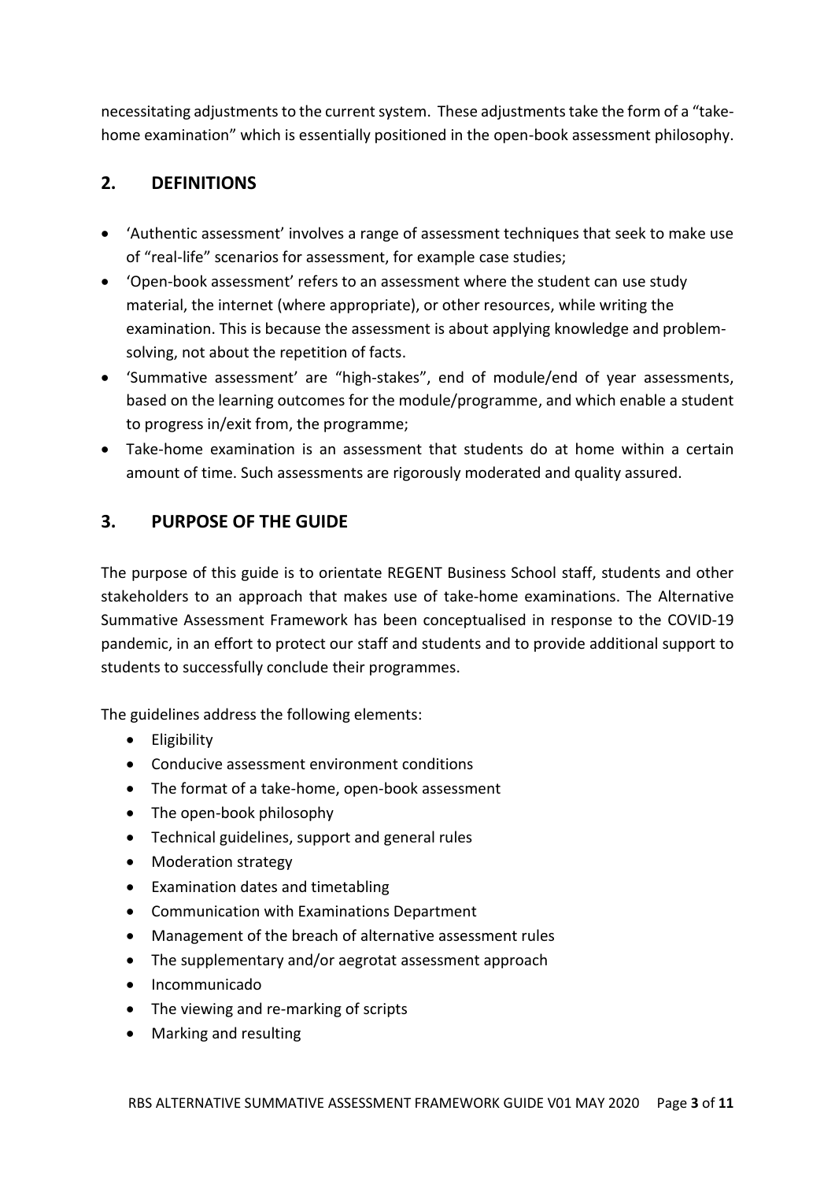necessitating adjustments to the current system. These adjustments take the form of a "take-home examination" which is essentially positioned in the open-book assessment philosophy.

## 2. DEFINITIONS

- 'Authentic assessment' involves a range of assessment techniques that seek to make use of "real-life" scenarios for assessment, for example case studies;
- 'Open-book assessment' refers to an assessment where the student can use study material, the internet (where appropriate), or other resources, while writing the examination. This is because the assessment is about applying knowledge and problem-solving, not about the repetition of facts.
- 'Summative assessment' are "high-stakes", end of module/end of year assessments, based on the learning outcomes for the module/programme, and which enable a student to progress in/exit from, the programme;
- Take-home examination is an assessment that students do at home within a certain amount of time. Such assessments are rigorously moderated and quality assured.

## 3. PURPOSE OF THE GUIDE

The purpose of this guide is to orientate REGENT Business School staff, students and other stakeholders to an approach that makes use of take-home examinations. The Alternative Summative Assessment Framework has been conceptualised in response to the COVID-19 pandemic, in an effort to protect our staff and students and to provide additional support to students to successfully conclude their programmes.

The guidelines address the following elements:

- Eligibility
- Conducive assessment environment conditions
- The format of a take-home, open-book assessment
- The open-book philosophy
- Technical guidelines, support and general rules
- Moderation strategy
- Examination dates and timetabling
- Communication with Examinations Department
- Management of the breach of alternative assessment rules
- The supplementary and/or aegrotat assessment approach
- Incommunicado
- The viewing and re-marking of scripts
- Marking and resulting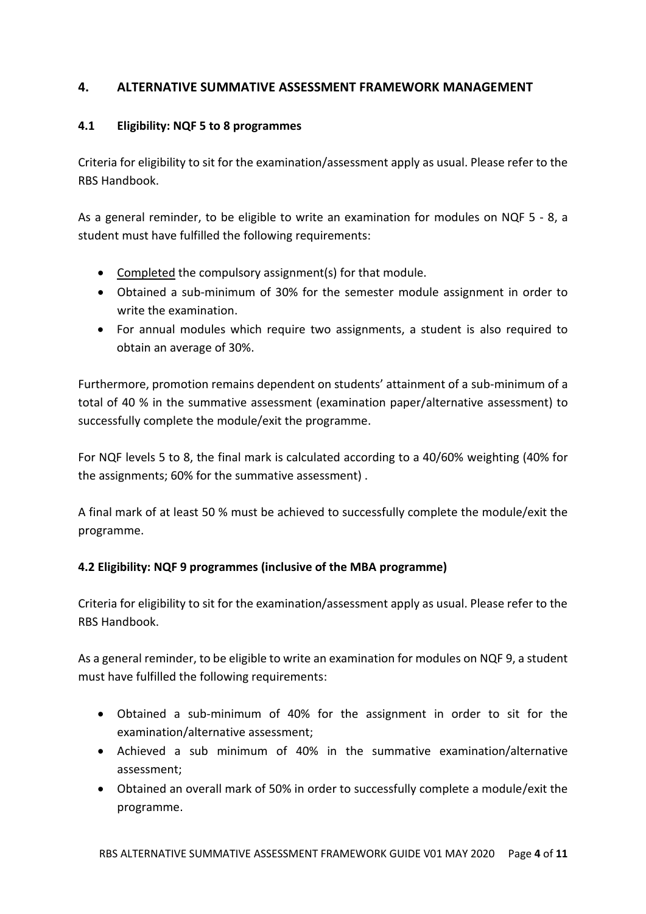## 4. ALTERNATIVE SUMMATIVE ASSESSMENT FRAMEWORK MANAGEMENT

### 4.1 Eligibility: NQF 5 to 8 programmes

Criteria for eligibility to sit for the examination/assessment apply as usual. Please refer to the RBS Handbook.

As a general reminder, to be eligible to write an examination for modules on NQF 5 - 8, a student must have fulfilled the following requirements:

- Completed the compulsory assignment(s) for that module.
- Obtained a sub-minimum of 30% for the semester module assignment in order to write the examination.
- For annual modules which require two assignments, a student is also required to obtain an average of 30%.

Furthermore, promotion remains dependent on students' attainment of a sub-minimum of a total of 40 % in the summative assessment (examination paper/alternative assessment) to successfully complete the module/exit the programme.

For NQF levels 5 to 8, the final mark is calculated according to a 40/60% weighting (40% for the assignments; 60% for the summative assessment) .

A final mark of at least 50 % must be achieved to successfully complete the module/exit the programme.

### 4.2 Eligibility: NQF 9 programmes (inclusive of the MBA programme)

Criteria for eligibility to sit for the examination/assessment apply as usual. Please refer to the RBS Handbook.

As a general reminder, to be eligible to write an examination for modules on NQF 9, a student must have fulfilled the following requirements:

- Obtained a sub-minimum of 40% for the assignment in order to sit for the examination/alternative assessment;
- Achieved a sub minimum of 40% in the summative examination/alternative assessment;
- Obtained an overall mark of 50% in order to successfully complete a module/exit the programme.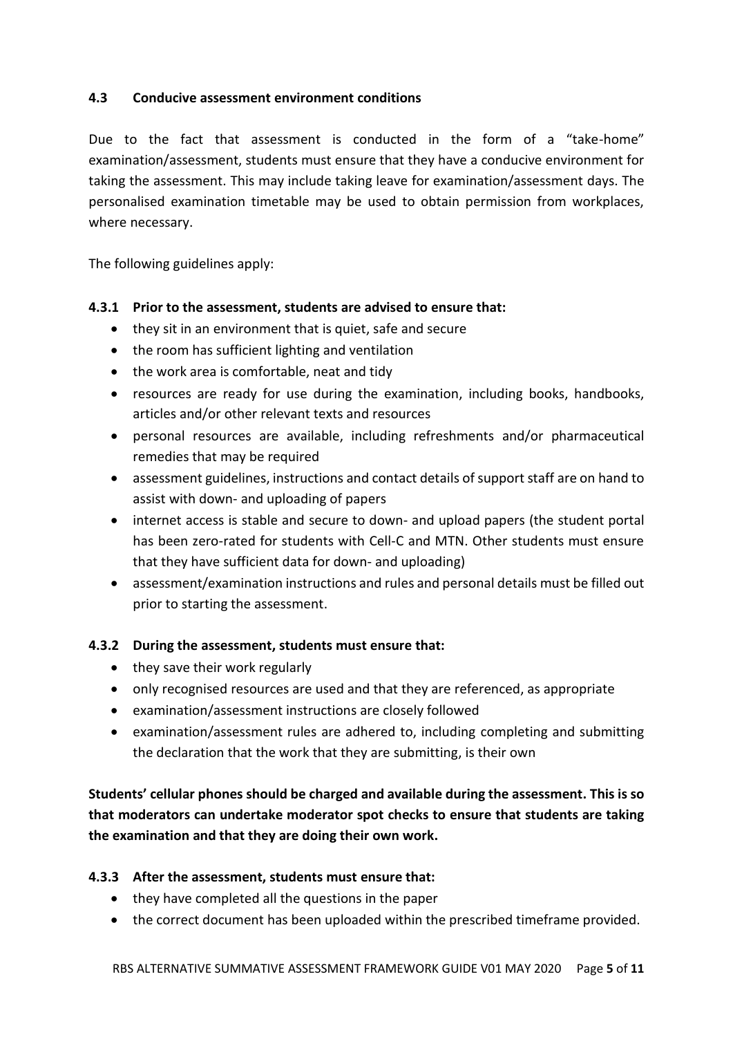### 4.3 Conducive assessment environment conditions

Due to the fact that assessment is conducted in the form of a "take-home" examination/assessment, students must ensure that they have a conducive environment for taking the assessment. This may include taking leave for examination/assessment days. The personalised examination timetable may be used to obtain permission from workplaces, where necessary.

The following guidelines apply:

#### 4.3.1 Prior to the assessment, students are advised to ensure that:

- they sit in an environment that is quiet, safe and secure
- the room has sufficient lighting and ventilation
- the work area is comfortable, neat and tidy
- resources are ready for use during the examination, including books, handbooks, articles and/or other relevant texts and resources
- personal resources are available, including refreshments and/or pharmaceutical remedies that may be required
- assessment guidelines, instructions and contact details of support staff are on hand to assist with down- and uploading of papers
- internet access is stable and secure to down- and upload papers (the student portal has been zero-rated for students with Cell-C and MTN. Other students must ensure that they have sufficient data for down- and uploading)
- assessment/examination instructions and rules and personal details must be filled out prior to starting the assessment.

#### 4.3.2 During the assessment, students must ensure that:

- they save their work regularly
- only recognised resources are used and that they are referenced, as appropriate
- examination/assessment instructions are closely followed
- examination/assessment rules are adhered to, including completing and submitting the declaration that the work that they are submitting, is their own

**Students' cellular phones should be charged and available during the assessment. This is so that moderators can undertake moderator spot checks to ensure that students are taking the examination and that they are doing their own work.**

#### 4.3.3 After the assessment, students must ensure that:

- they have completed all the questions in the paper
- the correct document has been uploaded within the prescribed timeframe provided.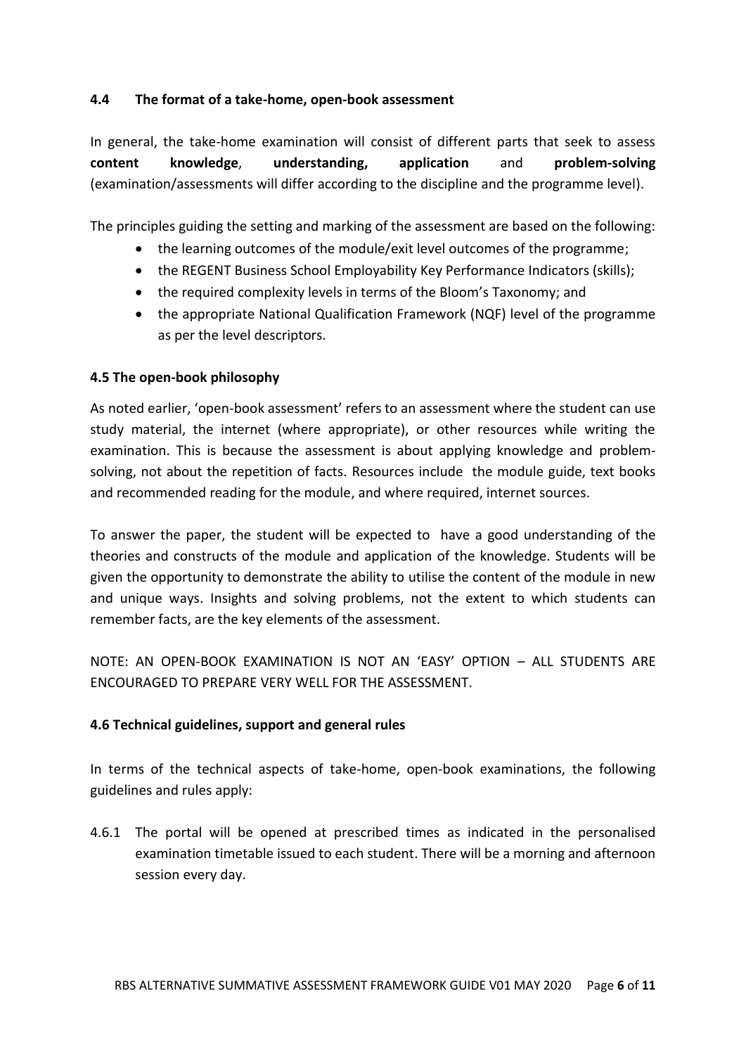### 4.4 The format of a take-home, open-book assessment

In general, the take-home examination will consist of different parts that seek to assess **content knowledge**, **understanding, application** and **problem-solving** (examination/assessments will differ according to the discipline and the programme level).

The principles guiding the setting and marking of the assessment are based on the following:

- the learning outcomes of the module/exit level outcomes of the programme;
- the REGENT Business School Employability Key Performance Indicators (skills);
- the required complexity levels in terms of the Bloom's Taxonomy; and
- the appropriate National Qualification Framework (NQF) level of the programme as per the level descriptors.

### 4.5 The open-book philosophy

As noted earlier, 'open-book assessment' refers to an assessment where the student can use study material, the internet (where appropriate), or other resources while writing the examination. This is because the assessment is about applying knowledge and problem-solving, not about the repetition of facts. Resources include the module guide, text books and recommended reading for the module, and where required, internet sources.

To answer the paper, the student will be expected to have a good understanding of the theories and constructs of the module and application of the knowledge. Students will be given the opportunity to demonstrate the ability to utilise the content of the module in new and unique ways. Insights and solving problems, not the extent to which students can remember facts, are the key elements of the assessment.

NOTE: AN OPEN-BOOK EXAMINATION IS NOT AN 'EASY' OPTION – ALL STUDENTS ARE ENCOURAGED TO PREPARE VERY WELL FOR THE ASSESSMENT.

### 4.6 Technical guidelines, support and general rules

In terms of the technical aspects of take-home, open-book examinations, the following guidelines and rules apply:

4.6.1 The portal will be opened at prescribed times as indicated in the personalised examination timetable issued to each student. There will be a morning and afternoon session every day.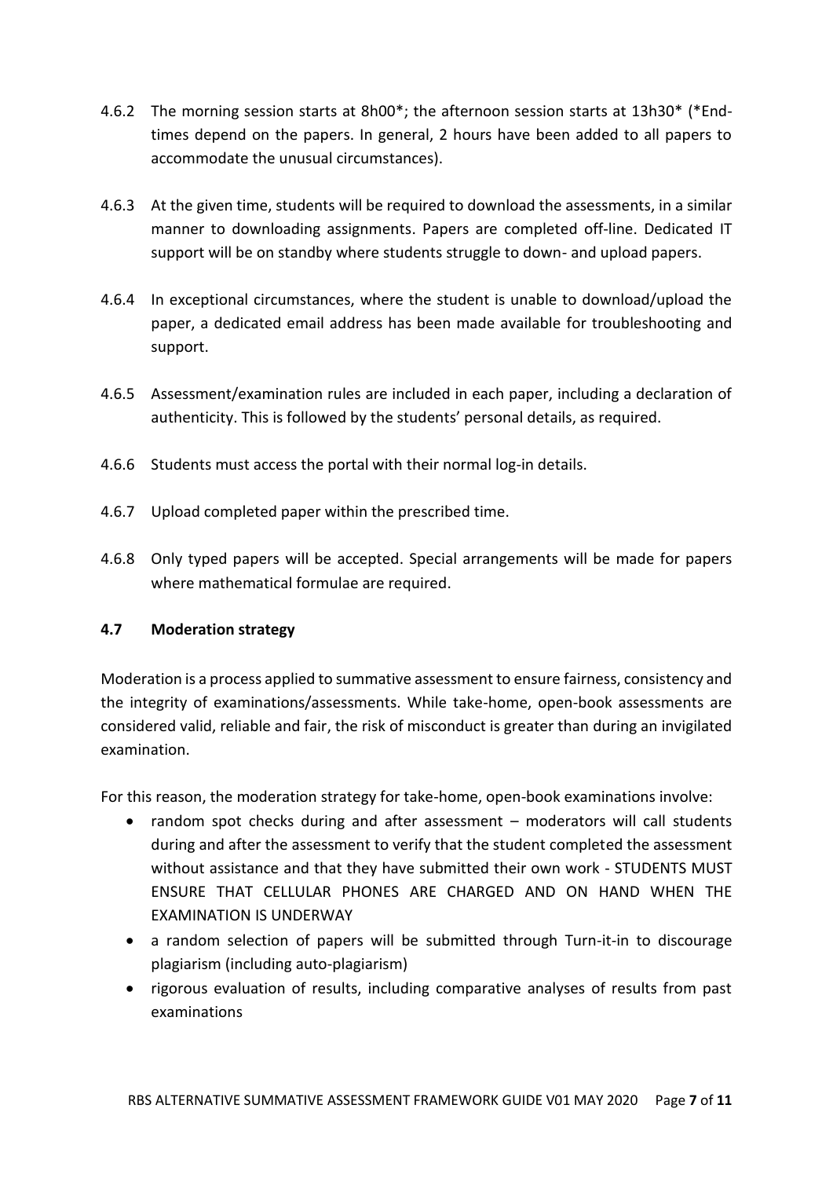4.6.2 The morning session starts at 8h00*; the afternoon session starts at 13h30* (*End-times depend on the papers. In general, 2 hours have been added to all papers to accommodate the unusual circumstances).

4.6.3 At the given time, students will be required to download the assessments, in a similar manner to downloading assignments. Papers are completed off-line. Dedicated IT support will be on standby where students struggle to down- and upload papers.

4.6.4 In exceptional circumstances, where the student is unable to download/upload the paper, a dedicated email address has been made available for troubleshooting and support.

4.6.5 Assessment/examination rules are included in each paper, including a declaration of authenticity. This is followed by the students' personal details, as required.

4.6.6 Students must access the portal with their normal log-in details.

4.6.7 Upload completed paper within the prescribed time.

4.6.8 Only typed papers will be accepted. Special arrangements will be made for papers where mathematical formulae are required.

### 4.7 Moderation strategy

Moderation is a process applied to summative assessment to ensure fairness, consistency and the integrity of examinations/assessments. While take-home, open-book assessments are considered valid, reliable and fair, the risk of misconduct is greater than during an invigilated examination.

For this reason, the moderation strategy for take-home, open-book examinations involve:

- random spot checks during and after assessment – moderators will call students during and after the assessment to verify that the student completed the assessment without assistance and that they have submitted their own work - STUDENTS MUST ENSURE THAT CELLULAR PHONES ARE CHARGED AND ON HAND WHEN THE EXAMINATION IS UNDERWAY
- a random selection of papers will be submitted through Turn-it-in to discourage plagiarism (including auto-plagiarism)
- rigorous evaluation of results, including comparative analyses of results from past examinations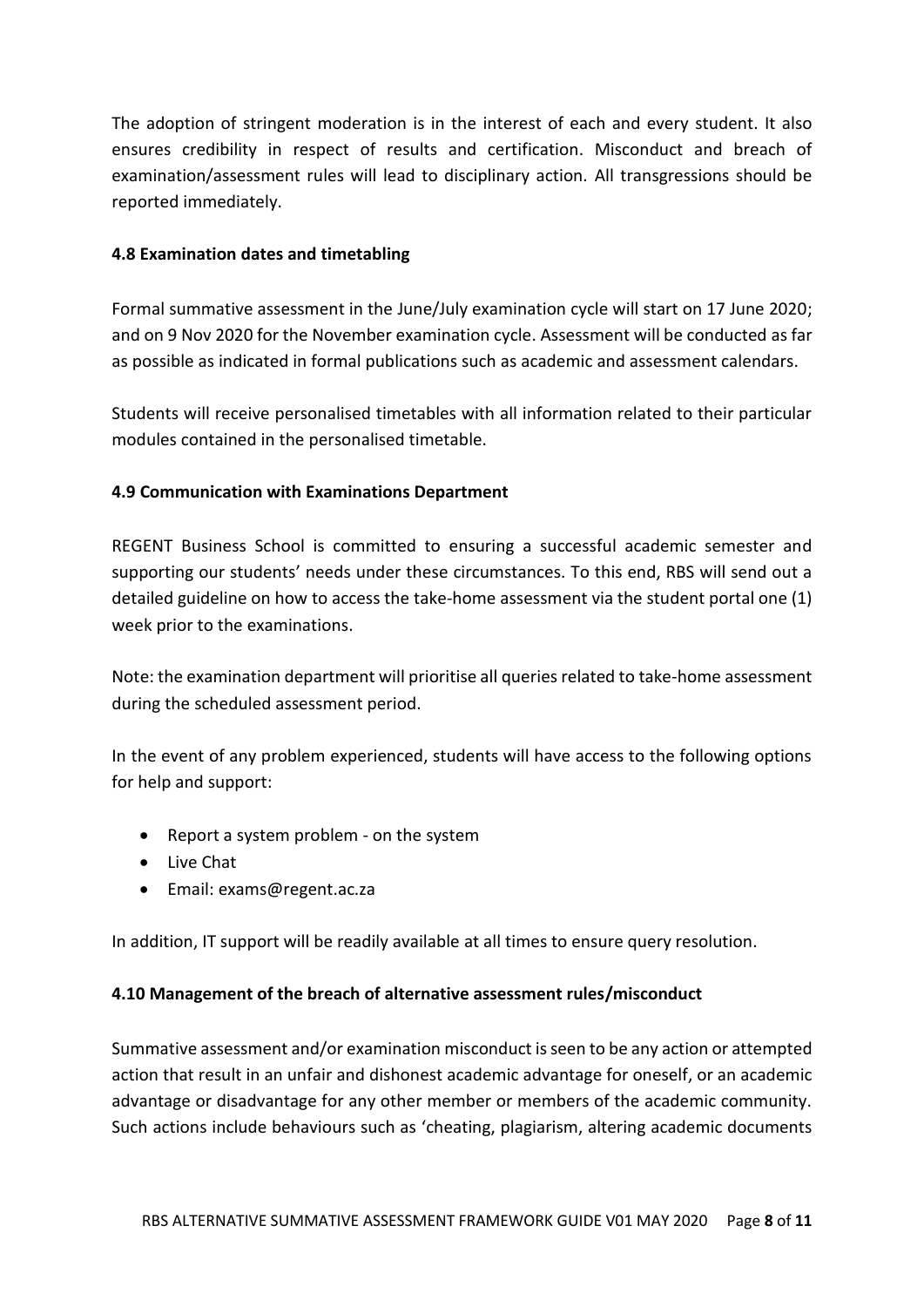The adoption of stringent moderation is in the interest of each and every student. It also ensures credibility in respect of results and certification. Misconduct and breach of examination/assessment rules will lead to disciplinary action. All transgressions should be reported immediately.

### 4.8 Examination dates and timetabling

Formal summative assessment in the June/July examination cycle will start on 17 June 2020; and on 9 Nov 2020 for the November examination cycle. Assessment will be conducted as far as possible as indicated in formal publications such as academic and assessment calendars.

Students will receive personalised timetables with all information related to their particular modules contained in the personalised timetable.

### 4.9 Communication with Examinations Department

REGENT Business School is committed to ensuring a successful academic semester and supporting our students' needs under these circumstances. To this end, RBS will send out a detailed guideline on how to access the take-home assessment via the student portal one (1) week prior to the examinations.

Note: the examination department will prioritise all queries related to take-home assessment during the scheduled assessment period.

In the event of any problem experienced, students will have access to the following options for help and support:

- Report a system problem - on the system
- Live Chat
- Email: exams@regent.ac.za

In addition, IT support will be readily available at all times to ensure query resolution.

### 4.10 Management of the breach of alternative assessment rules/misconduct

Summative assessment and/or examination misconduct is seen to be any action or attempted action that result in an unfair and dishonest academic advantage for oneself, or an academic advantage or disadvantage for any other member or members of the academic community. Such actions include behaviours such as 'cheating, plagiarism, altering academic documents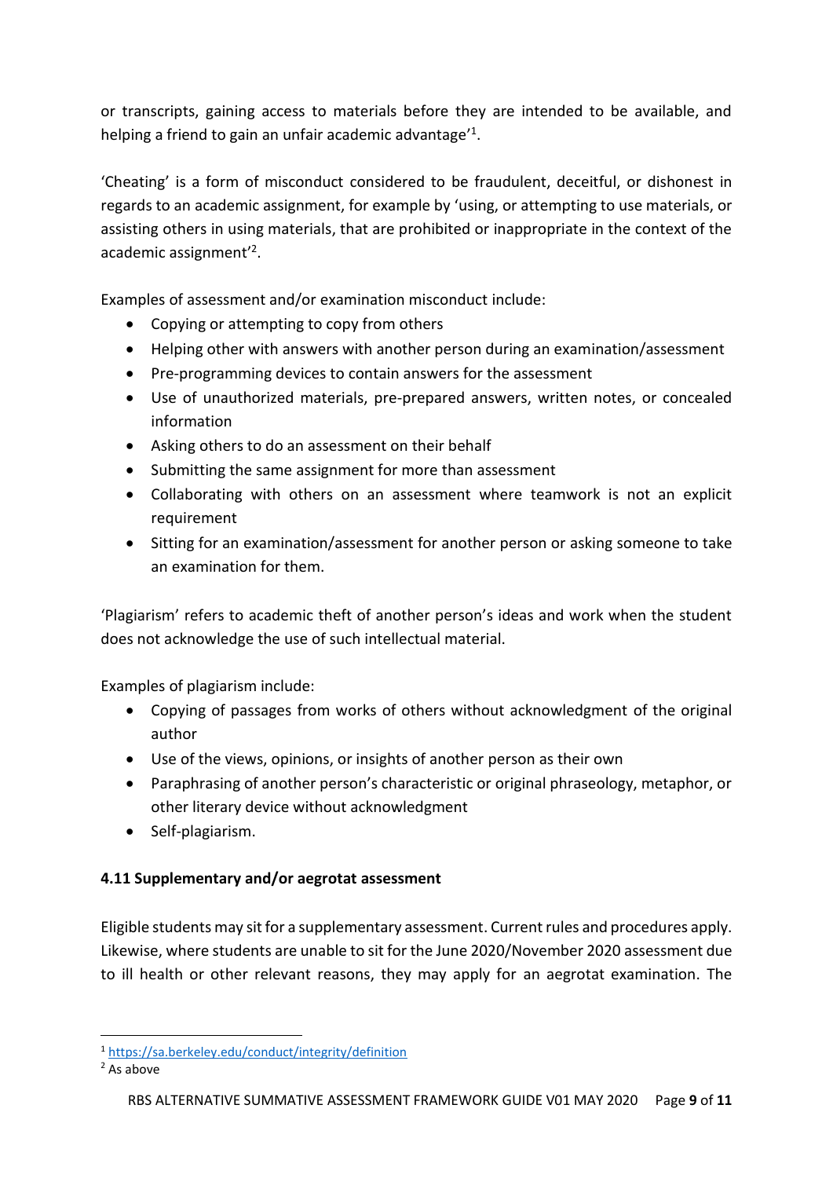or transcripts, gaining access to materials before they are intended to be available, and helping a friend to gain an unfair academic advantage'[1].

'Cheating' is a form of misconduct considered to be fraudulent, deceitful, or dishonest in regards to an academic assignment, for example by 'using, or attempting to use materials, or assisting others in using materials, that are prohibited or inappropriate in the context of the academic assignment'[2].

Examples of assessment and/or examination misconduct include:

- Copying or attempting to copy from others
- Helping other with answers with another person during an examination/assessment
- Pre-programming devices to contain answers for the assessment
- Use of unauthorized materials, pre-prepared answers, written notes, or concealed information
- Asking others to do an assessment on their behalf
- Submitting the same assignment for more than assessment
- Collaborating with others on an assessment where teamwork is not an explicit requirement
- Sitting for an examination/assessment for another person or asking someone to take an examination for them.

'Plagiarism' refers to academic theft of another person's ideas and work when the student does not acknowledge the use of such intellectual material.

Examples of plagiarism include:

- Copying of passages from works of others without acknowledgment of the original author
- Use of the views, opinions, or insights of another person as their own
- Paraphrasing of another person's characteristic or original phraseology, metaphor, or other literary device without acknowledgment
- Self-plagiarism.

### 4.11 Supplementary and/or aegrotat assessment

Eligible students may sit for a supplementary assessment. Current rules and procedures apply. Likewise, where students are unable to sit for the June 2020/November 2020 assessment due to ill health or other relevant reasons, they may apply for an aegrotat examination. The

---

[1] https://sa.berkeley.edu/conduct/integrity/definition

[2] As above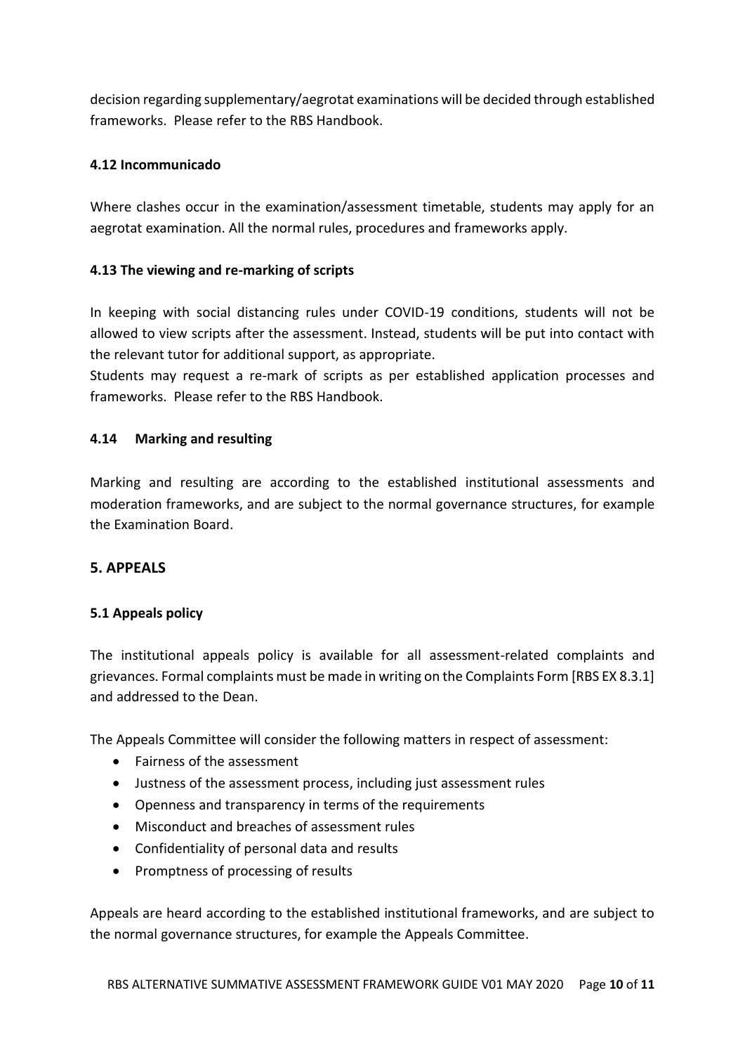decision regarding supplementary/aegrotat examinations will be decided through established frameworks. Please refer to the RBS Handbook.

### 4.12 Incommunicado

Where clashes occur in the examination/assessment timetable, students may apply for an aegrotat examination. All the normal rules, procedures and frameworks apply.

### 4.13 The viewing and re-marking of scripts

In keeping with social distancing rules under COVID-19 conditions, students will not be allowed to view scripts after the assessment. Instead, students will be put into contact with the relevant tutor for additional support, as appropriate.
Students may request a re-mark of scripts as per established application processes and frameworks. Please refer to the RBS Handbook.

### 4.14 Marking and resulting

Marking and resulting are according to the established institutional assessments and moderation frameworks, and are subject to the normal governance structures, for example the Examination Board.

## 5. APPEALS

### 5.1 Appeals policy

The institutional appeals policy is available for all assessment-related complaints and grievances. Formal complaints must be made in writing on the Complaints Form [RBS EX 8.3.1] and addressed to the Dean.

The Appeals Committee will consider the following matters in respect of assessment:

- Fairness of the assessment
- Justness of the assessment process, including just assessment rules
- Openness and transparency in terms of the requirements
- Misconduct and breaches of assessment rules
- Confidentiality of personal data and results
- Promptness of processing of results

Appeals are heard according to the established institutional frameworks, and are subject to the normal governance structures, for example the Appeals Committee.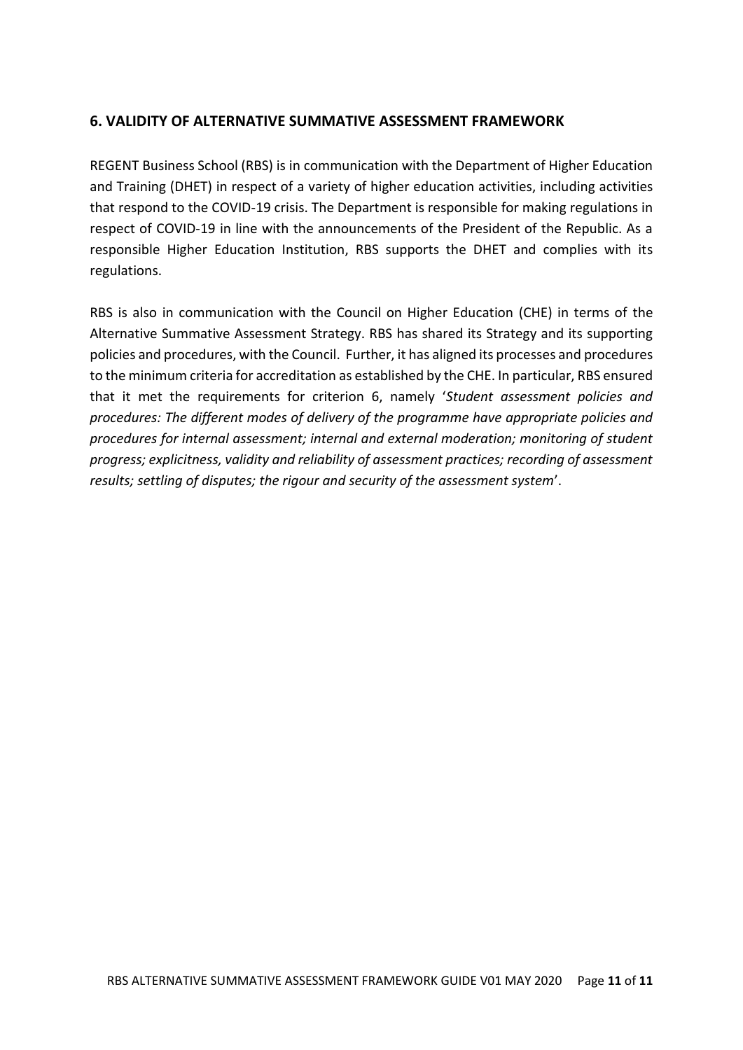## 6. VALIDITY OF ALTERNATIVE SUMMATIVE ASSESSMENT FRAMEWORK

REGENT Business School (RBS) is in communication with the Department of Higher Education and Training (DHET) in respect of a variety of higher education activities, including activities that respond to the COVID-19 crisis. The Department is responsible for making regulations in respect of COVID-19 in line with the announcements of the President of the Republic. As a responsible Higher Education Institution, RBS supports the DHET and complies with its regulations.

RBS is also in communication with the Council on Higher Education (CHE) in terms of the Alternative Summative Assessment Strategy. RBS has shared its Strategy and its supporting policies and procedures, with the Council. Further, it has aligned its processes and procedures to the minimum criteria for accreditation as established by the CHE. In particular, RBS ensured that it met the requirements for criterion 6, namely '*Student assessment policies and procedures: The different modes of delivery of the programme have appropriate policies and procedures for internal assessment; internal and external moderation; monitoring of student progress; explicitness, validity and reliability of assessment practices; recording of assessment results; settling of disputes; the rigour and security of the assessment system*'.